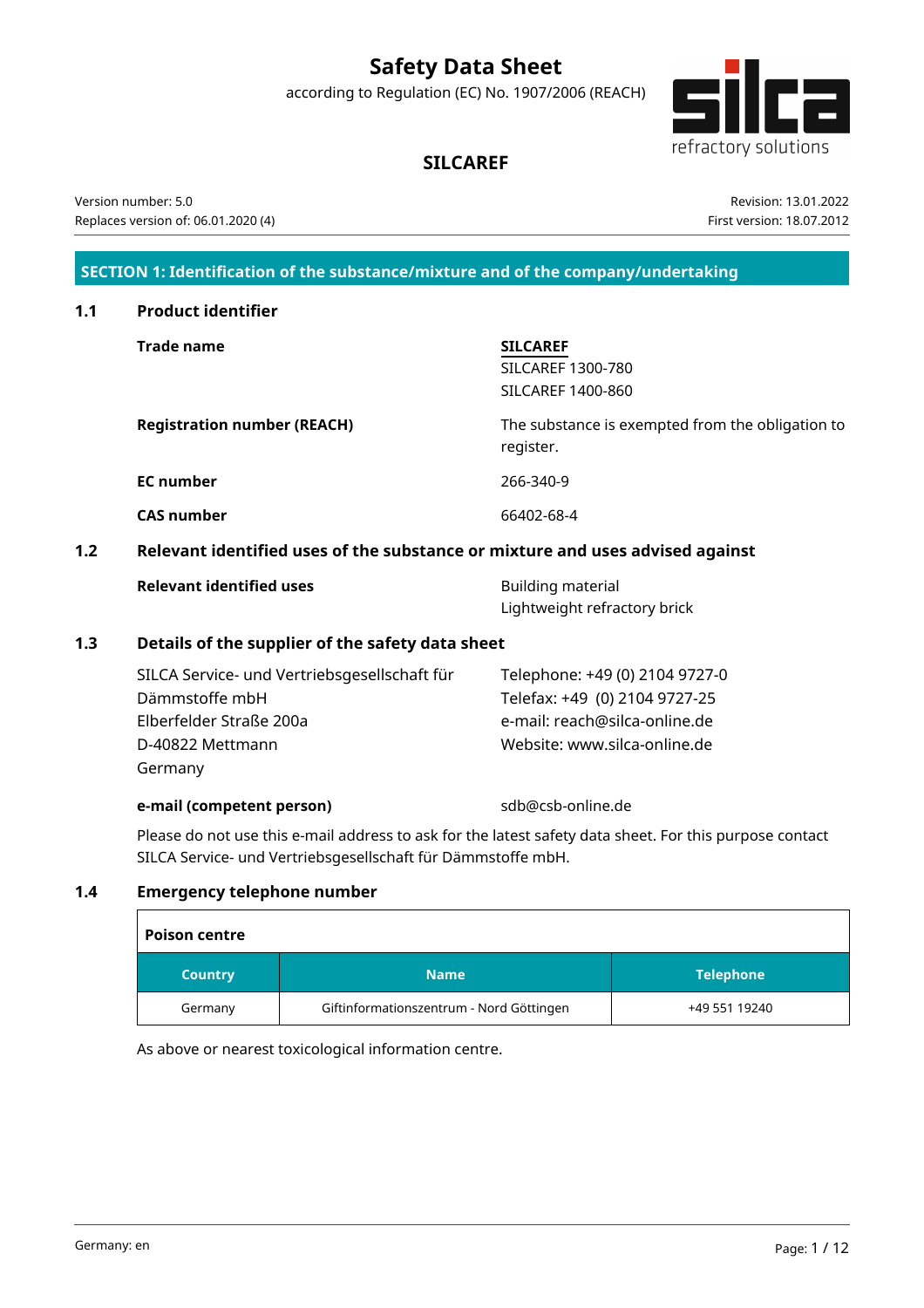# Safety Data Sheet

according to Regulation (EC) No. 1907/2006 (REACH)

## SILCAREF

Version number: 5.0
Replaces version of: 06.01.2020 (4)

Revision: 13.01.2022
First version: 18.07.2012

## SECTION 1: Identification of the substance/mixture and of the company/undertaking

### 1.1 Product identifier

| | |
|---|---|
| **Trade name** | **SILCAREF**<br>SILCAREF 1300-780<br>SILCAREF 1400-860 |
| **Registration number (REACH)** | The substance is exempted from the obligation to register. |
| **EC number** | 266-340-9 |
| **CAS number** | 66402-68-4 |

### 1.2 Relevant identified uses of the substance or mixture and uses advised against

| | |
|---|---|
| **Relevant identified uses** | Building material<br>Lightweight refractory brick |

### 1.3 Details of the supplier of the safety data sheet

SILCA Service- und Vertriebsgesellschaft für Dämmstoffe mbH
Elberfelder Straße 200a
D-40822 Mettmann
Germany

Telephone: +49 (0) 2104 9727-0
Telefax: +49 (0) 2104 9727-25
e-mail: reach@silca-online.de
Website: www.silca-online.de

**e-mail (competent person)** sdb@csb-online.de

Please do not use this e-mail address to ask for the latest safety data sheet. For this purpose contact SILCA Service- und Vertriebsgesellschaft für Dämmstoffe mbH.

### 1.4 Emergency telephone number

**Poison centre**

| Country | Name | Telephone |
|---|---|---|
| Germany | Giftinformationszentrum - Nord Göttingen | +49 551 19240 |

As above or nearest toxicological information centre.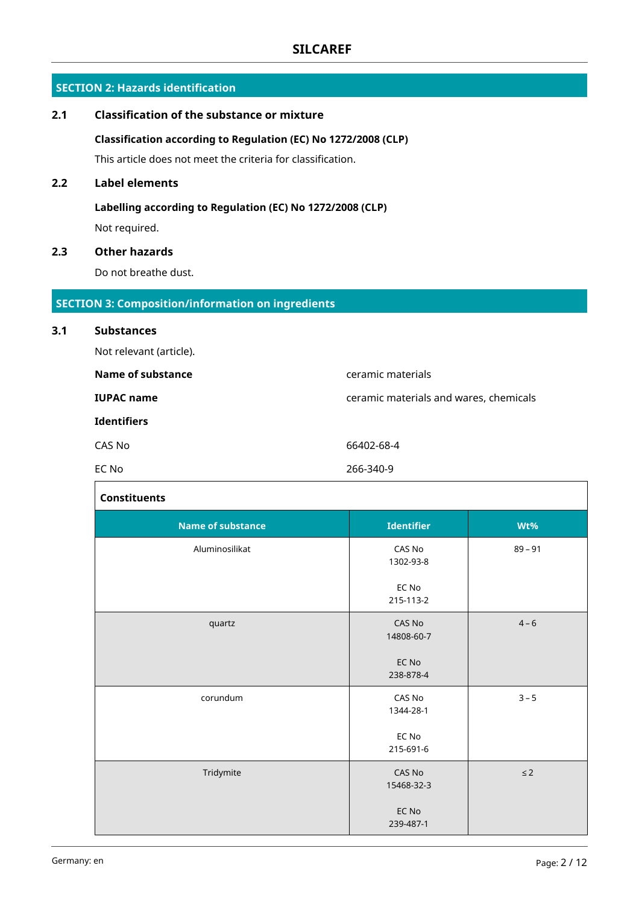## SECTION 2: Hazards identification

### 2.1 Classification of the substance or mixture

**Classification according to Regulation (EC) No 1272/2008 (CLP)**

This article does not meet the criteria for classification.

### 2.2 Label elements

**Labelling according to Regulation (EC) No 1272/2008 (CLP)**

Not required.

### 2.3 Other hazards

Do not breathe dust.

## SECTION 3: Composition/information on ingredients

### 3.1 Substances

Not relevant (article).

| | |
|---|---|
| **Name of substance** | ceramic materials |
| **IUPAC name** | ceramic materials and wares, chemicals |
| **Identifiers** | |
| CAS No | 66402-68-4 |
| EC No | 266-340-9 |

**Constituents**

| Name of substance | Identifier | Wt% |
|---|---|---|
| Aluminosilikat | CAS No 1302-93-8<br><br>EC No 215-113-2 | 89 – 91 |
| quartz | CAS No 14808-60-7<br><br>EC No 238-878-4 | 4 – 6 |
| corundum | CAS No 1344-28-1<br><br>EC No 215-691-6 | 3 – 5 |
| Tridymite | CAS No 15468-32-3<br><br>EC No 239-487-1 | ≤ 2 |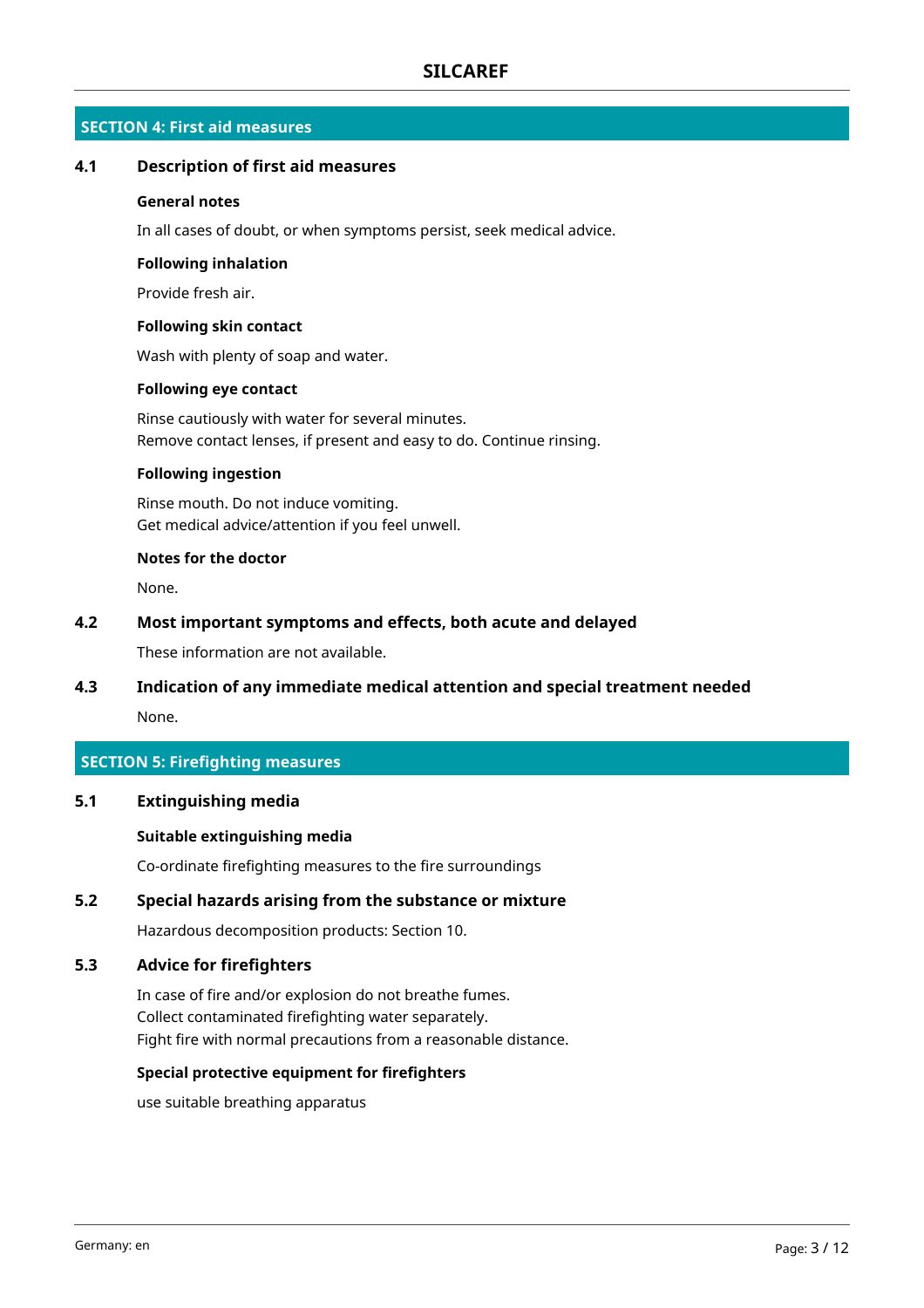## SECTION 4: First aid measures

### 4.1 Description of first aid measures

**General notes**

In all cases of doubt, or when symptoms persist, seek medical advice.

**Following inhalation**

Provide fresh air.

**Following skin contact**

Wash with plenty of soap and water.

**Following eye contact**

Rinse cautiously with water for several minutes.
Remove contact lenses, if present and easy to do. Continue rinsing.

**Following ingestion**

Rinse mouth. Do not induce vomiting.
Get medical advice/attention if you feel unwell.

**Notes for the doctor**

None.

### 4.2 Most important symptoms and effects, both acute and delayed

These information are not available.

### 4.3 Indication of any immediate medical attention and special treatment needed

None.

## SECTION 5: Firefighting measures

### 5.1 Extinguishing media

**Suitable extinguishing media**

Co-ordinate firefighting measures to the fire surroundings

### 5.2 Special hazards arising from the substance or mixture

Hazardous decomposition products: Section 10.

### 5.3 Advice for firefighters

In case of fire and/or explosion do not breathe fumes.
Collect contaminated firefighting water separately.
Fight fire with normal precautions from a reasonable distance.

**Special protective equipment for firefighters**

use suitable breathing apparatus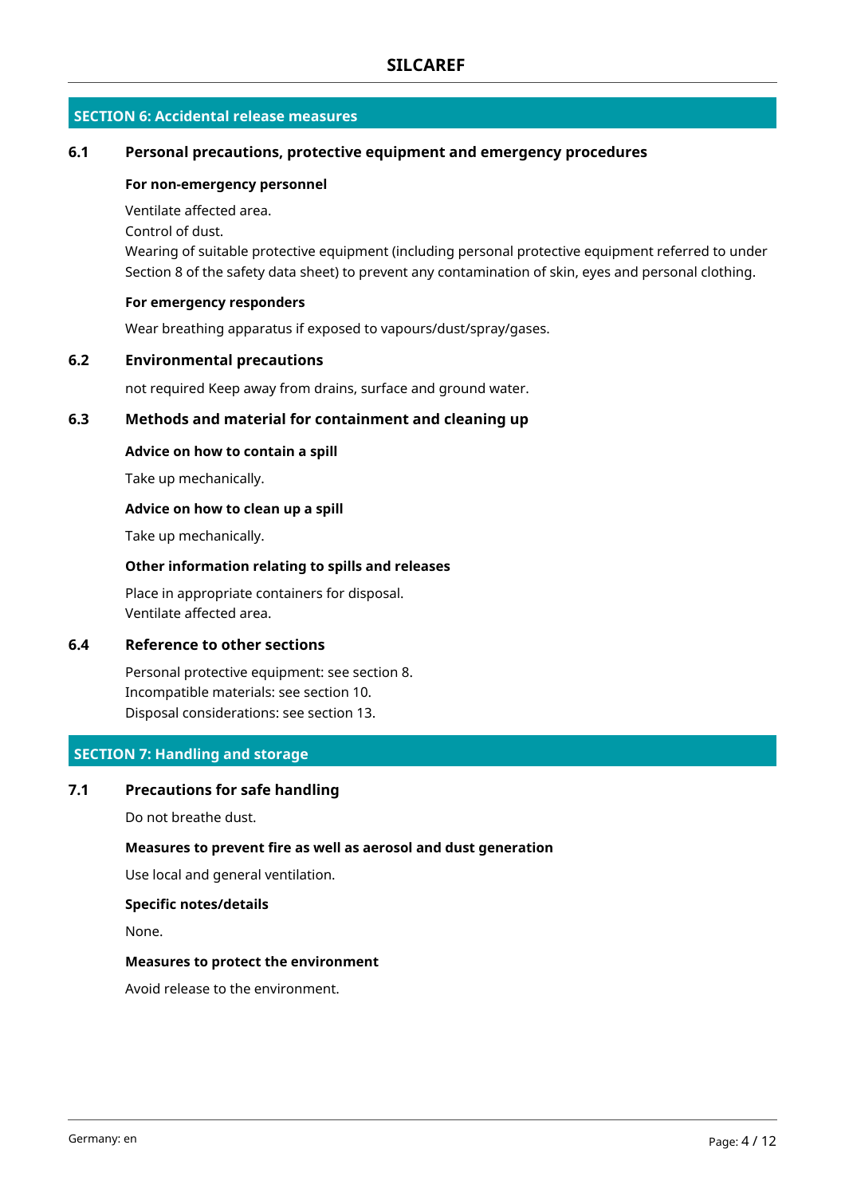## SECTION 6: Accidental release measures

### 6.1 Personal precautions, protective equipment and emergency procedures

**For non-emergency personnel**

Ventilate affected area.
Control of dust.
Wearing of suitable protective equipment (including personal protective equipment referred to under Section 8 of the safety data sheet) to prevent any contamination of skin, eyes and personal clothing.

**For emergency responders**

Wear breathing apparatus if exposed to vapours/dust/spray/gases.

### 6.2 Environmental precautions

not required Keep away from drains, surface and ground water.

### 6.3 Methods and material for containment and cleaning up

**Advice on how to contain a spill**

Take up mechanically.

**Advice on how to clean up a spill**

Take up mechanically.

**Other information relating to spills and releases**

Place in appropriate containers for disposal.
Ventilate affected area.

### 6.4 Reference to other sections

Personal protective equipment: see section 8.
Incompatible materials: see section 10.
Disposal considerations: see section 13.

## SECTION 7: Handling and storage

### 7.1 Precautions for safe handling

Do not breathe dust.

**Measures to prevent fire as well as aerosol and dust generation**

Use local and general ventilation.

**Specific notes/details**

None.

**Measures to protect the environment**

Avoid release to the environment.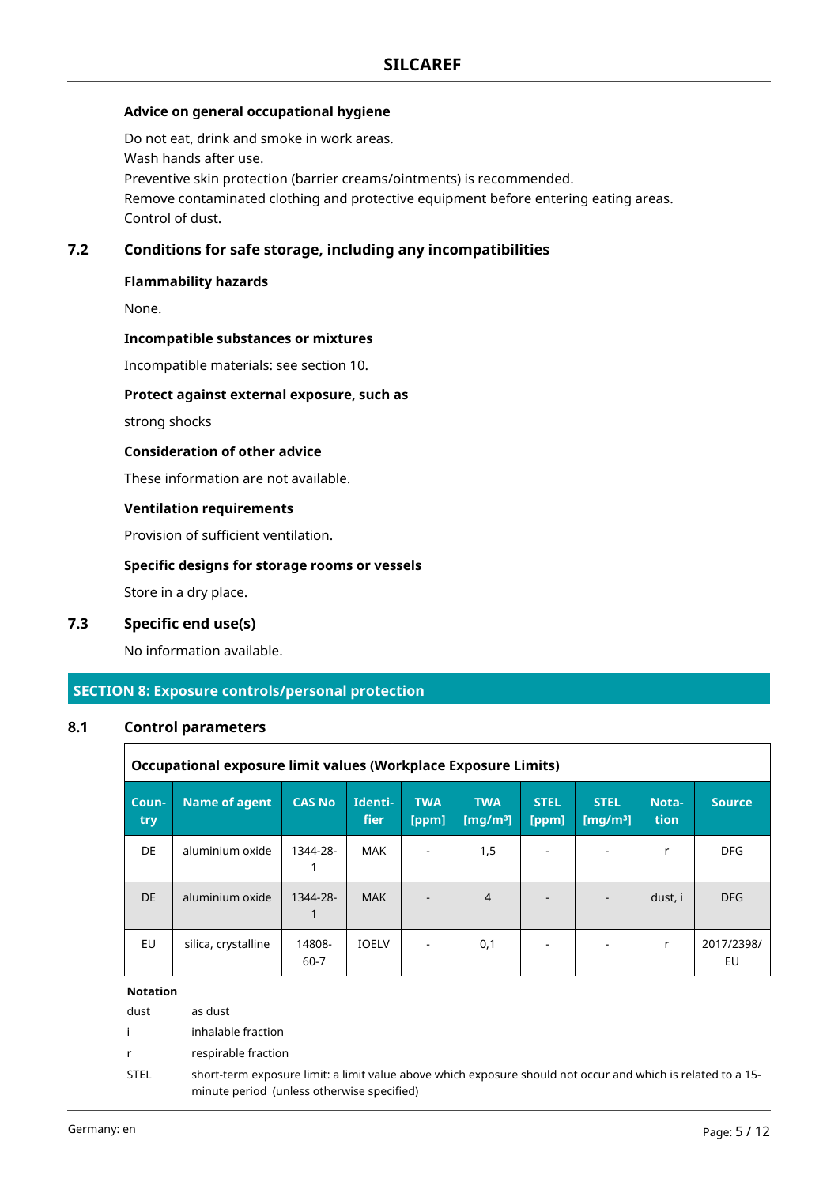**Advice on general occupational hygiene**

Do not eat, drink and smoke in work areas.
Wash hands after use.
Preventive skin protection (barrier creams/ointments) is recommended.
Remove contaminated clothing and protective equipment before entering eating areas.
Control of dust.

## 7.2 Conditions for safe storage, including any incompatibilities

**Flammability hazards**

None.

**Incompatible substances or mixtures**

Incompatible materials: see section 10.

**Protect against external exposure, such as**

strong shocks

**Consideration of other advice**

These information are not available.

**Ventilation requirements**

Provision of sufficient ventilation.

**Specific designs for storage rooms or vessels**

Store in a dry place.

## 7.3 Specific end use(s)

No information available.

# SECTION 8: Exposure controls/personal protection

## 8.1 Control parameters

**Occupational exposure limit values (Workplace Exposure Limits)**

| Country | Name of agent | CAS No | Identifier | TWA [ppm] | TWA [mg/m³] | STEL [ppm] | STEL [mg/m³] | Notation | Source |
|---|---|---|---|---|---|---|---|---|---|
| DE | aluminium oxide | 1344-28-1 | MAK | - | 1,5 | - | - | r | DFG |
| DE | aluminium oxide | 1344-28-1 | MAK | - | 4 | - | - | dust, i | DFG |
| EU | silica, crystalline | 14808-60-7 | IOELV | - | 0,1 | - | - | r | 2017/2398/EU |

**Notation**

| | |
|---|---|
| dust | as dust |
| i | inhalable fraction |
| r | respirable fraction |
| STEL | short-term exposure limit: a limit value above which exposure should not occur and which is related to a 15-minute period (unless otherwise specified) |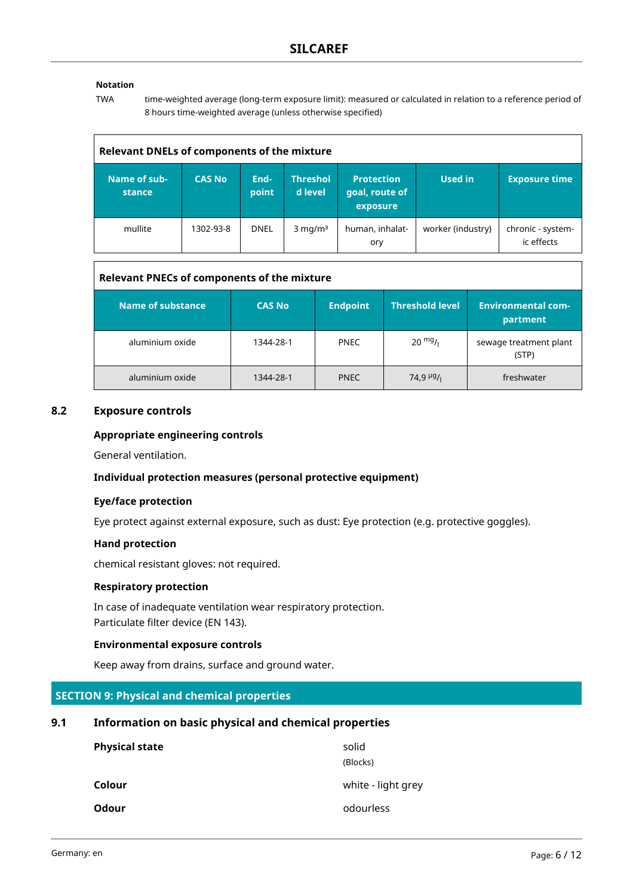**Notation**

TWA time-weighted average (long-term exposure limit): measured or calculated in relation to a reference period of 8 hours time-weighted average (unless otherwise specified)

**Relevant DNELs of components of the mixture**

| Name of substance | CAS No | End-point | Threshold level | Protection goal, route of exposure | Used in | Exposure time |
|---|---|---|---|---|---|---|
| mullite | 1302-93-8 | DNEL | 3 mg/m³ | human, inhalatory | worker (industry) | chronic - systemic effects |

**Relevant PNECs of components of the mixture**

| Name of substance | CAS No | Endpoint | Threshold level | Environmental compartment |
|---|---|---|---|---|
| aluminium oxide | 1344-28-1 | PNEC | 20 mg/l | sewage treatment plant (STP) |
| aluminium oxide | 1344-28-1 | PNEC | 74,9 µg/l | freshwater |

## 8.2 Exposure controls

**Appropriate engineering controls**

General ventilation.

**Individual protection measures (personal protective equipment)**

**Eye/face protection**

Eye protect against external exposure, such as dust: Eye protection (e.g. protective goggles).

**Hand protection**

chemical resistant gloves: not required.

**Respiratory protection**

In case of inadequate ventilation wear respiratory protection.
Particulate filter device (EN 143).

**Environmental exposure controls**

Keep away from drains, surface and ground water.

# SECTION 9: Physical and chemical properties

## 9.1 Information on basic physical and chemical properties

| | |
|---|---|
| **Physical state** | solid (Blocks) |
| **Colour** | white - light grey |
| **Odour** | odourless |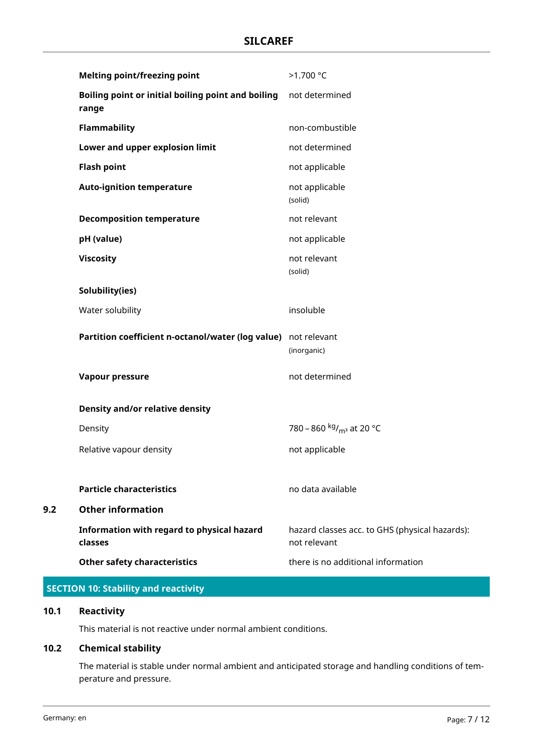| Property | Value |
|---|---|
| **Melting point/freezing point** | >1.700 °C |
| **Boiling point or initial boiling point and boiling range** | not determined |
| **Flammability** | non-combustible |
| **Lower and upper explosion limit** | not determined |
| **Flash point** | not applicable |
| **Auto-ignition temperature** | not applicable (solid) |
| **Decomposition temperature** | not relevant |
| **pH (value)** | not applicable |
| **Viscosity** | not relevant (solid) |
| **Solubility(ies)** | |
| Water solubility | insoluble |
| **Partition coefficient n-octanol/water (log value)** | not relevant (inorganic) |
| **Vapour pressure** | not determined |
| **Density and/or relative density** | |
| Density | 780 – 860 $^{kg}/_{m^3}$ at 20 °C |
| Relative vapour density | not applicable |
| **Particle characteristics** | no data available |

## 9.2 Other information

| Property | Value |
|---|---|
| **Information with regard to physical hazard classes** | hazard classes acc. to GHS (physical hazards): not relevant |
| **Other safety characteristics** | there is no additional information |

# SECTION 10: Stability and reactivity

## 10.1 Reactivity

This material is not reactive under normal ambient conditions.

## 10.2 Chemical stability

The material is stable under normal ambient and anticipated storage and handling conditions of temperature and pressure.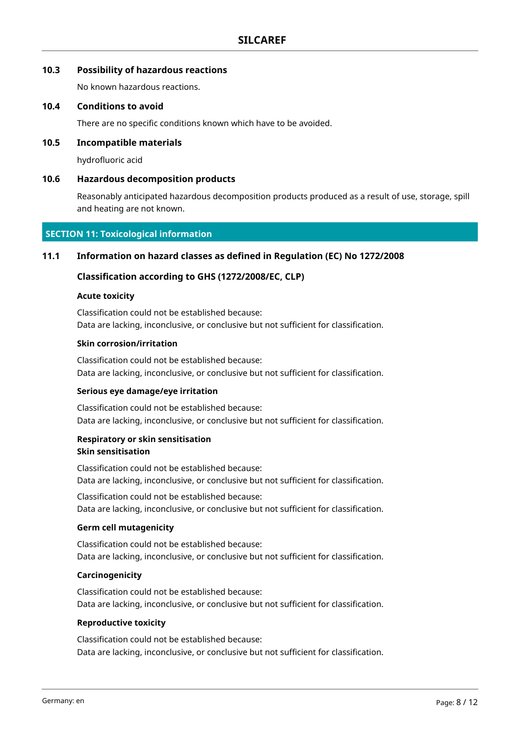### 10.3 Possibility of hazardous reactions

No known hazardous reactions.

### 10.4 Conditions to avoid

There are no specific conditions known which have to be avoided.

### 10.5 Incompatible materials

hydrofluoric acid

### 10.6 Hazardous decomposition products

Reasonably anticipated hazardous decomposition products produced as a result of use, storage, spill and heating are not known.

## SECTION 11: Toxicological information

### 11.1 Information on hazard classes as defined in Regulation (EC) No 1272/2008

#### Classification according to GHS (1272/2008/EC, CLP)

**Acute toxicity**

Classification could not be established because:
Data are lacking, inconclusive, or conclusive but not sufficient for classification.

**Skin corrosion/irritation**

Classification could not be established because:
Data are lacking, inconclusive, or conclusive but not sufficient for classification.

**Serious eye damage/eye irritation**

Classification could not be established because:
Data are lacking, inconclusive, or conclusive but not sufficient for classification.

**Respiratory or skin sensitisation**
**Skin sensitisation**

Classification could not be established because:
Data are lacking, inconclusive, or conclusive but not sufficient for classification.

Classification could not be established because:
Data are lacking, inconclusive, or conclusive but not sufficient for classification.

**Germ cell mutagenicity**

Classification could not be established because:
Data are lacking, inconclusive, or conclusive but not sufficient for classification.

**Carcinogenicity**

Classification could not be established because:
Data are lacking, inconclusive, or conclusive but not sufficient for classification.

**Reproductive toxicity**

Classification could not be established because:
Data are lacking, inconclusive, or conclusive but not sufficient for classification.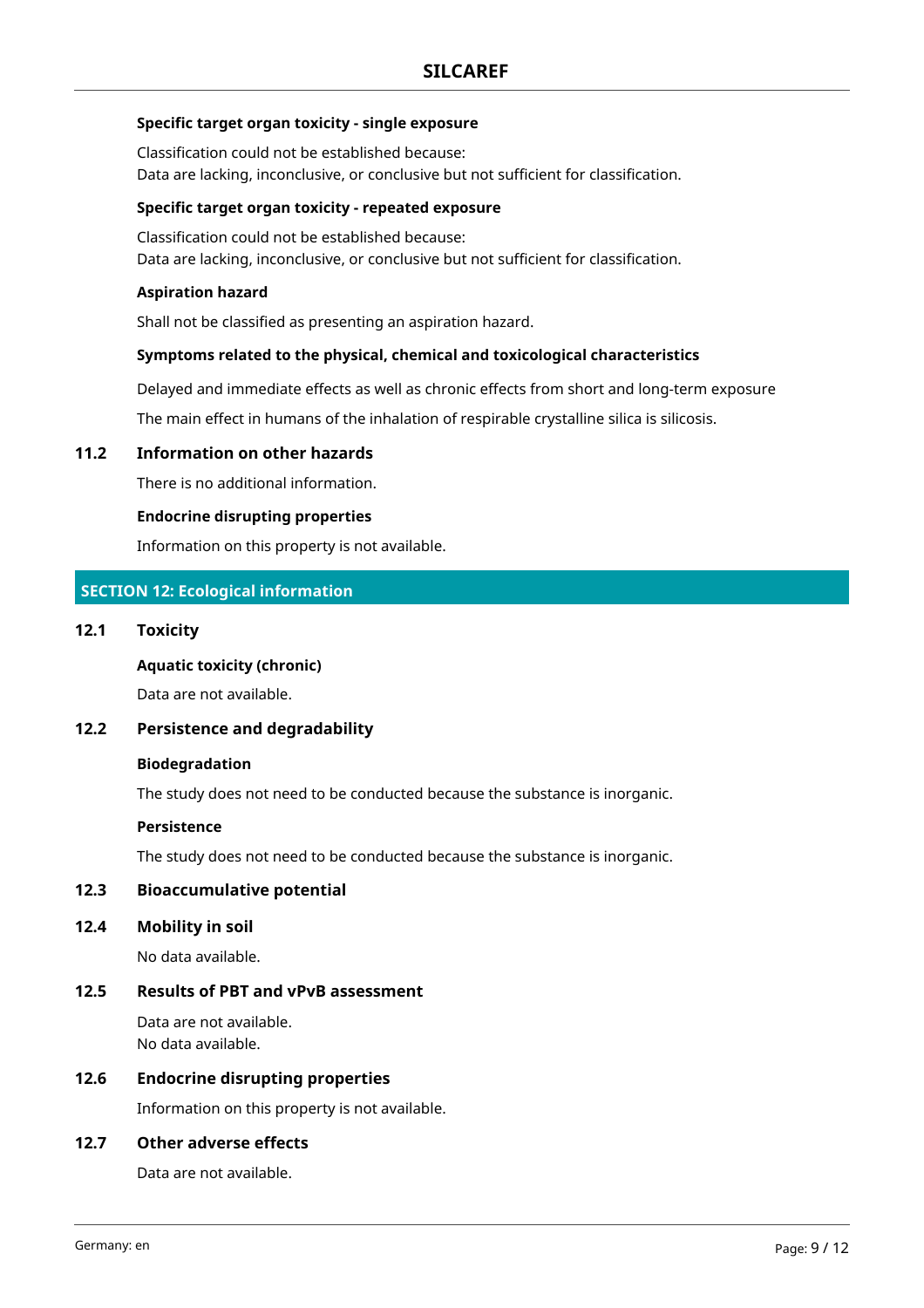**Specific target organ toxicity - single exposure**

Classification could not be established because:
Data are lacking, inconclusive, or conclusive but not sufficient for classification.

**Specific target organ toxicity - repeated exposure**

Classification could not be established because:
Data are lacking, inconclusive, or conclusive but not sufficient for classification.

**Aspiration hazard**

Shall not be classified as presenting an aspiration hazard.

**Symptoms related to the physical, chemical and toxicological characteristics**

Delayed and immediate effects as well as chronic effects from short and long-term exposure

The main effect in humans of the inhalation of respirable crystalline silica is silicosis.

### 11.2 Information on other hazards

There is no additional information.

**Endocrine disrupting properties**

Information on this property is not available.

## SECTION 12: Ecological information

### 12.1 Toxicity

**Aquatic toxicity (chronic)**

Data are not available.

### 12.2 Persistence and degradability

**Biodegradation**

The study does not need to be conducted because the substance is inorganic.

**Persistence**

The study does not need to be conducted because the substance is inorganic.

### 12.3 Bioaccumulative potential

### 12.4 Mobility in soil

No data available.

### 12.5 Results of PBT and vPvB assessment

Data are not available.
No data available.

### 12.6 Endocrine disrupting properties

Information on this property is not available.

### 12.7 Other adverse effects

Data are not available.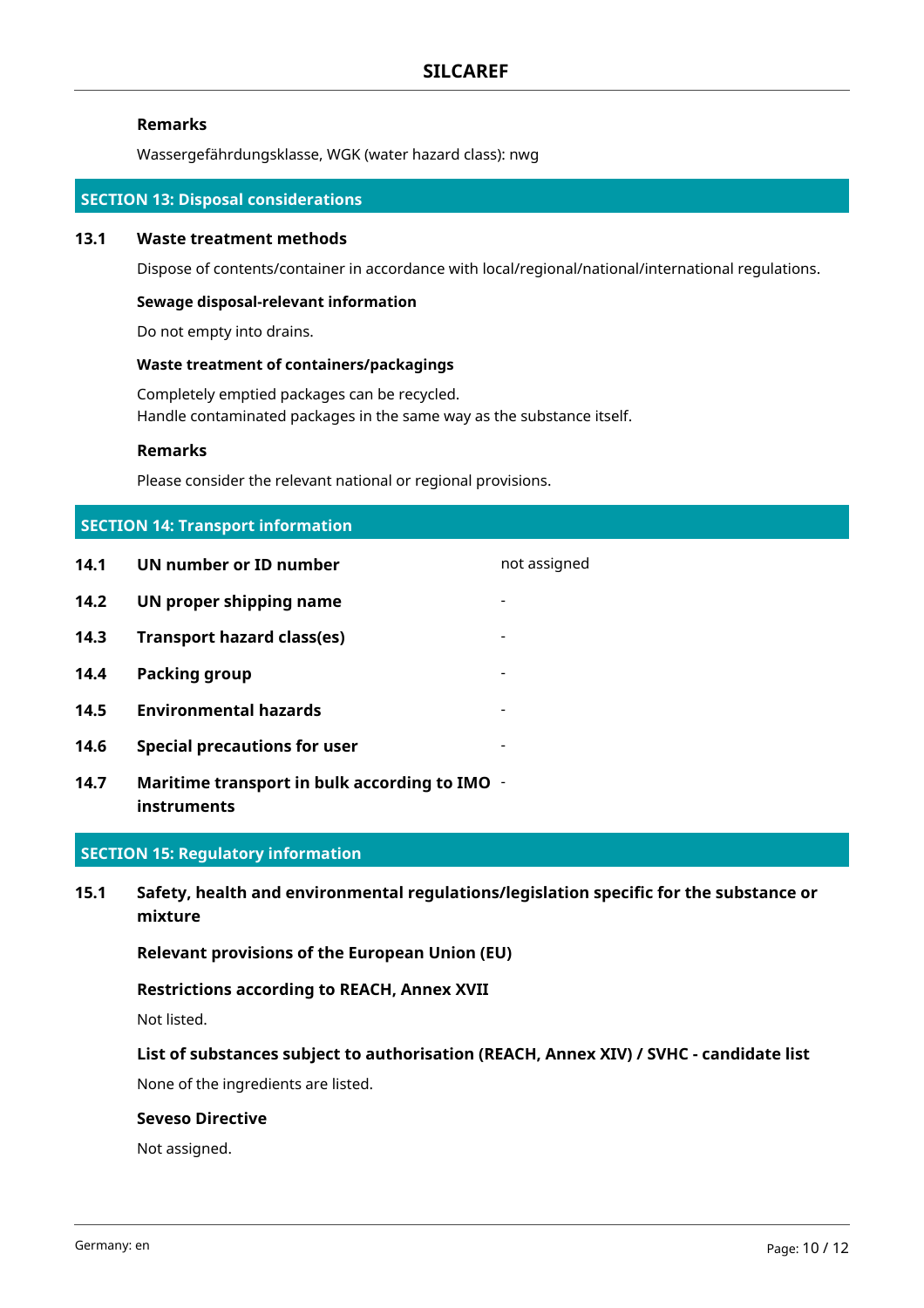**Remarks**

Wassergefährdungsklasse, WGK (water hazard class): nwg

## SECTION 13: Disposal considerations

### 13.1 Waste treatment methods

Dispose of contents/container in accordance with local/regional/national/international regulations.

**Sewage disposal-relevant information**

Do not empty into drains.

**Waste treatment of containers/packagings**

Completely emptied packages can be recycled.
Handle contaminated packages in the same way as the substance itself.

**Remarks**

Please consider the relevant national or regional provisions.

## SECTION 14: Transport information

| | | |
|---|---|---|
| **14.1** | **UN number or ID number** | not assigned |
| **14.2** | **UN proper shipping name** | - |
| **14.3** | **Transport hazard class(es)** | - |
| **14.4** | **Packing group** | - |
| **14.5** | **Environmental hazards** | - |
| **14.6** | **Special precautions for user** | - |
| **14.7** | **Maritime transport in bulk according to IMO instruments** | - |

## SECTION 15: Regulatory information

### 15.1 Safety, health and environmental regulations/legislation specific for the substance or mixture

**Relevant provisions of the European Union (EU)**

**Restrictions according to REACH, Annex XVII**

Not listed.

**List of substances subject to authorisation (REACH, Annex XIV) / SVHC - candidate list**

None of the ingredients are listed.

**Seveso Directive**

Not assigned.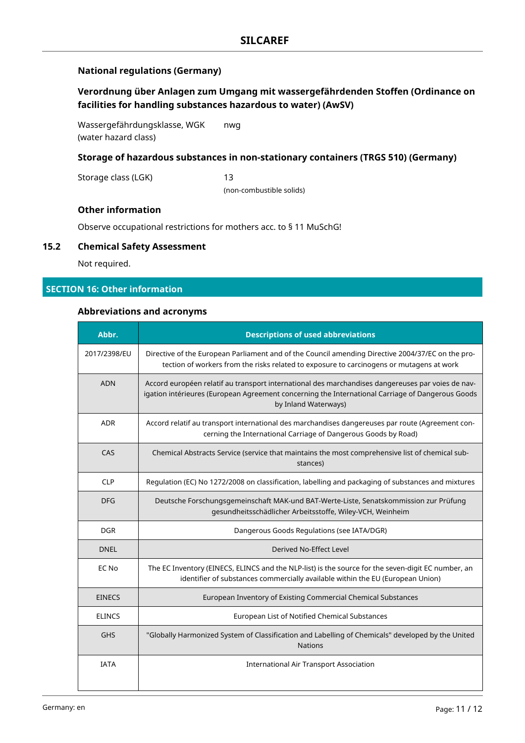### National regulations (Germany)

#### Verordnung über Anlagen zum Umgang mit wassergefährdenden Stoffen (Ordinance on facilities for handling substances hazardous to water) (AwSV)

| | |
|---|---|
| Wassergefährdungsklasse, WGK (water hazard class) | nwg |

#### Storage of hazardous substances in non-stationary containers (TRGS 510) (Germany)

| | |
|---|---|
| Storage class (LGK) | 13 (non-combustible solids) |

#### Other information

Observe occupational restrictions for mothers acc. to § 11 MuSchG!

### 15.2 Chemical Safety Assessment

Not required.

## SECTION 16: Other information

### Abbreviations and acronyms

| Abbr. | Descriptions of used abbreviations |
|---|---|
| 2017/2398/EU | Directive of the European Parliament and of the Council amending Directive 2004/37/EC on the protection of workers from the risks related to exposure to carcinogens or mutagens at work |
| ADN | Accord européen relatif au transport international des marchandises dangereuses par voies de navigation intérieures (European Agreement concerning the International Carriage of Dangerous Goods by Inland Waterways) |
| ADR | Accord relatif au transport international des marchandises dangereuses par route (Agreement concerning the International Carriage of Dangerous Goods by Road) |
| CAS | Chemical Abstracts Service (service that maintains the most comprehensive list of chemical substances) |
| CLP | Regulation (EC) No 1272/2008 on classification, labelling and packaging of substances and mixtures |
| DFG | Deutsche Forschungsgemeinschaft MAK-und BAT-Werte-Liste, Senatskommission zur Prüfung gesundheitsschädlicher Arbeitsstoffe, Wiley-VCH, Weinheim |
| DGR | Dangerous Goods Regulations (see IATA/DGR) |
| DNEL | Derived No-Effect Level |
| EC No | The EC Inventory (EINECS, ELINCS and the NLP-list) is the source for the seven-digit EC number, an identifier of substances commercially available within the EU (European Union) |
| EINECS | European Inventory of Existing Commercial Chemical Substances |
| ELINCS | European List of Notified Chemical Substances |
| GHS | "Globally Harmonized System of Classification and Labelling of Chemicals" developed by the United Nations |
| IATA | International Air Transport Association |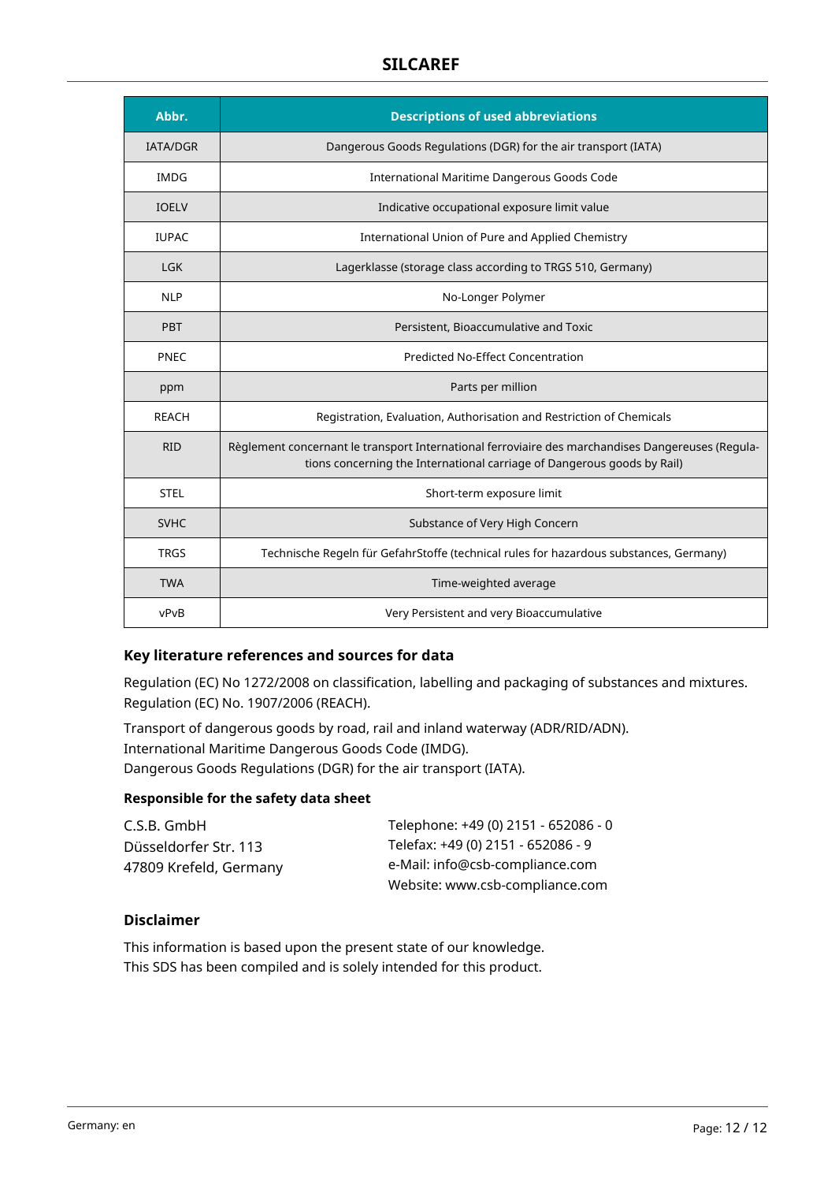| Abbr. | Descriptions of used abbreviations |
|---|---|
| IATA/DGR | Dangerous Goods Regulations (DGR) for the air transport (IATA) |
| IMDG | International Maritime Dangerous Goods Code |
| IOELV | Indicative occupational exposure limit value |
| IUPAC | International Union of Pure and Applied Chemistry |
| LGK | Lagerklasse (storage class according to TRGS 510, Germany) |
| NLP | No-Longer Polymer |
| PBT | Persistent, Bioaccumulative and Toxic |
| PNEC | Predicted No-Effect Concentration |
| ppm | Parts per million |
| REACH | Registration, Evaluation, Authorisation and Restriction of Chemicals |
| RID | Règlement concernant le transport International ferroviaire des marchandises Dangereuses (Regulations concerning the International carriage of Dangerous goods by Rail) |
| STEL | Short-term exposure limit |
| SVHC | Substance of Very High Concern |
| TRGS | Technische Regeln für GefahrStoffe (technical rules for hazardous substances, Germany) |
| TWA | Time-weighted average |
| vPvB | Very Persistent and very Bioaccumulative |

### Key literature references and sources for data

Regulation (EC) No 1272/2008 on classification, labelling and packaging of substances and mixtures.
Regulation (EC) No. 1907/2006 (REACH).

Transport of dangerous goods by road, rail and inland waterway (ADR/RID/ADN).
International Maritime Dangerous Goods Code (IMDG).
Dangerous Goods Regulations (DGR) for the air transport (IATA).

### Responsible for the safety data sheet

C.S.B. GmbH
Düsseldorfer Str. 113
47809 Krefeld, Germany

Telephone: +49 (0) 2151 - 652086 - 0
Telefax: +49 (0) 2151 - 652086 - 9
e-Mail: info@csb-compliance.com
Website: www.csb-compliance.com

### Disclaimer

This information is based upon the present state of our knowledge.
This SDS has been compiled and is solely intended for this product.